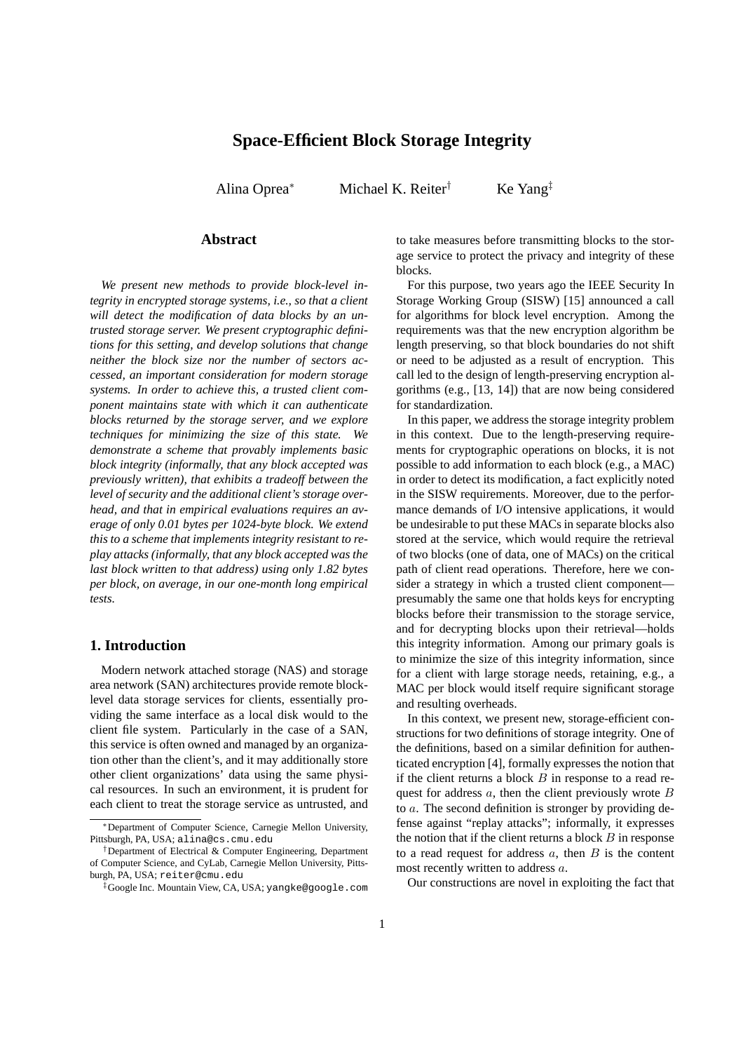# Space-Efficient Block Storage Integrity

Alina Oprea[*] Michael K. Reiter[†] Ke Yang[‡]

## Abstract

*We present new methods to provide block-level integrity in encrypted storage systems, i.e., so that a client will detect the modification of data blocks by an untrusted storage server. We present cryptographic definitions for this setting, and develop solutions that change neither the block size nor the number of sectors accessed, an important consideration for modern storage systems. In order to achieve this, a trusted client component maintains state with which it can authenticate blocks returned by the storage server, and we explore techniques for minimizing the size of this state. We demonstrate a scheme that provably implements basic block integrity (informally, that any block accepted was previously written), that exhibits a tradeoff between the level of security and the additional client's storage overhead, and that in empirical evaluations requires an average of only 0.01 bytes per 1024-byte block. We extend this to a scheme that implements integrity resistant to replay attacks (informally, that any block accepted was the last block written to that address) using only 1.82 bytes per block, on average, in our one-month long empirical tests.*

## 1. Introduction

Modern network attached storage (NAS) and storage area network (SAN) architectures provide remote block-level data storage services for clients, essentially providing the same interface as a local disk would to the client file system. Particularly in the case of a SAN, this service is often owned and managed by an organization other than the client's, and it may additionally store other client organizations' data using the same physical resources. In such an environment, it is prudent for each client to treat the storage service as untrusted, and to take measures before transmitting blocks to the storage service to protect the privacy and integrity of these blocks.

For this purpose, two years ago the IEEE Security In Storage Working Group (SISW) [15] announced a call for algorithms for block level encryption. Among the requirements was that the new encryption algorithm be length preserving, so that block boundaries do not shift or need to be adjusted as a result of encryption. This call led to the design of length-preserving encryption algorithms (e.g., [13, 14]) that are now being considered for standardization.

In this paper, we address the storage integrity problem in this context. Due to the length-preserving requirements for cryptographic operations on blocks, it is not possible to add information to each block (e.g., a MAC) in order to detect its modification, a fact explicitly noted in the SISW requirements. Moreover, due to the performance demands of I/O intensive applications, it would be undesirable to put these MACs in separate blocks also stored at the service, which would require the retrieval of two blocks (one of data, one of MACs) on the critical path of client read operations. Therefore, here we consider a strategy in which a trusted client component—presumably the same one that holds keys for encrypting blocks before their transmission to the storage service, and for decrypting blocks upon their retrieval—holds this integrity information. Among our primary goals is to minimize the size of this integrity information, since for a client with large storage needs, retaining, e.g., a MAC per block would itself require significant storage and resulting overheads.

In this context, we present new, storage-efficient constructions for two definitions of storage integrity. One of the definitions, based on a similar definition for authenticated encryption [4], formally expresses the notion that if the client returns a block $B$ in response to a read request for address $a$, then the client previously wrote $B$ to $a$. The second definition is stronger by providing defense against "replay attacks"; informally, it expresses the notion that if the client returns a block $B$ in response to a read request for address $a$, then $B$ is the content most recently written to address $a$.

Our constructions are novel in exploiting the fact that

---

[*] Department of Computer Science, Carnegie Mellon University, Pittsburgh, PA, USA; alina@cs.cmu.edu

[†] Department of Electrical & Computer Engineering, Department of Computer Science, and CyLab, Carnegie Mellon University, Pittsburgh, PA, USA; reiter@cmu.edu

[‡] Google Inc. Mountain View, CA, USA; yangke@google.com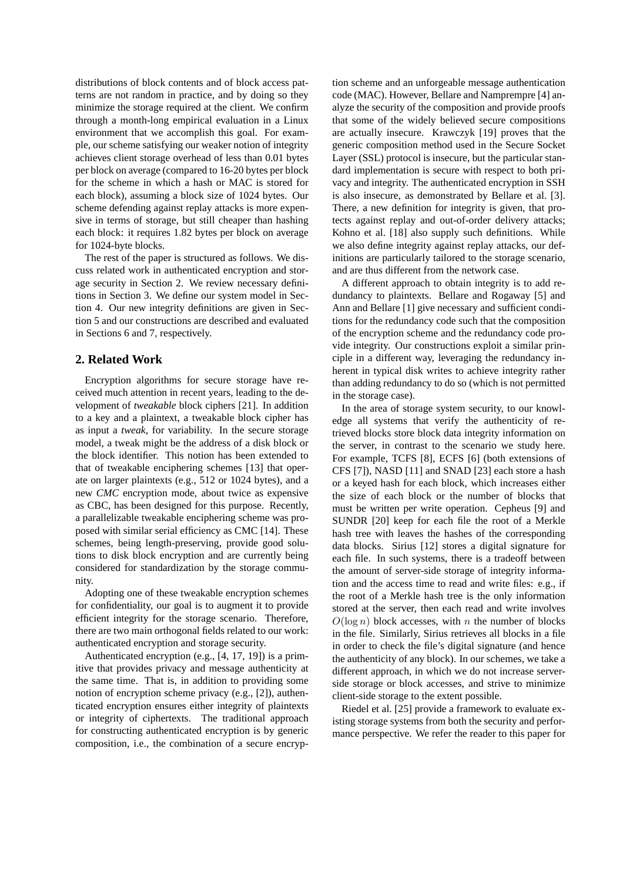distributions of block contents and of block access patterns are not random in practice, and by doing so they minimize the storage required at the client. We confirm through a month-long empirical evaluation in a Linux environment that we accomplish this goal. For example, our scheme satisfying our weaker notion of integrity achieves client storage overhead of less than 0.01 bytes per block on average (compared to 16-20 bytes per block for the scheme in which a hash or MAC is stored for each block), assuming a block size of 1024 bytes. Our scheme defending against replay attacks is more expensive in terms of storage, but still cheaper than hashing each block: it requires 1.82 bytes per block on average for 1024-byte blocks.

The rest of the paper is structured as follows. We discuss related work in authenticated encryption and storage security in Section 2. We review necessary definitions in Section 3. We define our system model in Section 4. Our new integrity definitions are given in Section 5 and our constructions are described and evaluated in Sections 6 and 7, respectively.

## 2. Related Work

Encryption algorithms for secure storage have received much attention in recent years, leading to the development of *tweakable* block ciphers [21]. In addition to a key and a plaintext, a tweakable block cipher has as input a *tweak*, for variability. In the secure storage model, a tweak might be the address of a disk block or the block identifier. This notion has been extended to that of tweakable enciphering schemes [13] that operate on larger plaintexts (e.g., 512 or 1024 bytes), and a new *CMC* encryption mode, about twice as expensive as CBC, has been designed for this purpose. Recently, a parallelizable tweakable enciphering scheme was proposed with similar serial efficiency as CMC [14]. These schemes, being length-preserving, provide good solutions to disk block encryption and are currently being considered for standardization by the storage community.

Adopting one of these tweakable encryption schemes for confidentiality, our goal is to augment it to provide efficient integrity for the storage scenario. Therefore, there are two main orthogonal fields related to our work: authenticated encryption and storage security.

Authenticated encryption (e.g., [4, 17, 19]) is a primitive that provides privacy and message authenticity at the same time. That is, in addition to providing some notion of encryption scheme privacy (e.g., [2]), authenticated encryption ensures either integrity of plaintexts or integrity of ciphertexts. The traditional approach for constructing authenticated encryption is by generic composition, i.e., the combination of a secure encryption scheme and an unforgeable message authentication code (MAC). However, Bellare and Namprempre [4] analyze the security of the composition and provide proofs that some of the widely believed secure compositions are actually insecure. Krawczyk [19] proves that the generic composition method used in the Secure Socket Layer (SSL) protocol is insecure, but the particular standard implementation is secure with respect to both privacy and integrity. The authenticated encryption in SSH is also insecure, as demonstrated by Bellare et al. [3]. There, a new definition for integrity is given, that protects against replay and out-of-order delivery attacks; Kohno et al. [18] also supply such definitions. While we also define integrity against replay attacks, our definitions are particularly tailored to the storage scenario, and are thus different from the network case.

A different approach to obtain integrity is to add redundancy to plaintexts. Bellare and Rogaway [5] and Ann and Bellare [1] give necessary and sufficient conditions for the redundancy code such that the composition of the encryption scheme and the redundancy code provide integrity. Our constructions exploit a similar principle in a different way, leveraging the redundancy inherent in typical disk writes to achieve integrity rather than adding redundancy to do so (which is not permitted in the storage case).

In the area of storage system security, to our knowledge all systems that verify the authenticity of retrieved blocks store block data integrity information on the server, in contrast to the scenario we study here. For example, TCFS [8], ECFS [6] (both extensions of CFS [7]), NASD [11] and SNAD [23] each store a hash or a keyed hash for each block, which increases either the size of each block or the number of blocks that must be written per write operation. Cepheus [9] and SUNDR [20] keep for each file the root of a Merkle hash tree with leaves the hashes of the corresponding data blocks. Sirius [12] stores a digital signature for each file. In such systems, there is a tradeoff between the amount of server-side storage of integrity information and the access time to read and write files: e.g., if the root of a Merkle hash tree is the only information stored at the server, then each read and write involves $O(\log n)$ block accesses, with $n$ the number of blocks in the file. Similarly, Sirius retrieves all blocks in a file in order to check the file's digital signature (and hence the authenticity of any block). In our schemes, we take a different approach, in which we do not increase server-side storage or block accesses, and strive to minimize client-side storage to the extent possible.

Riedel et al. [25] provide a framework to evaluate existing storage systems from both the security and performance perspective. We refer the reader to this paper for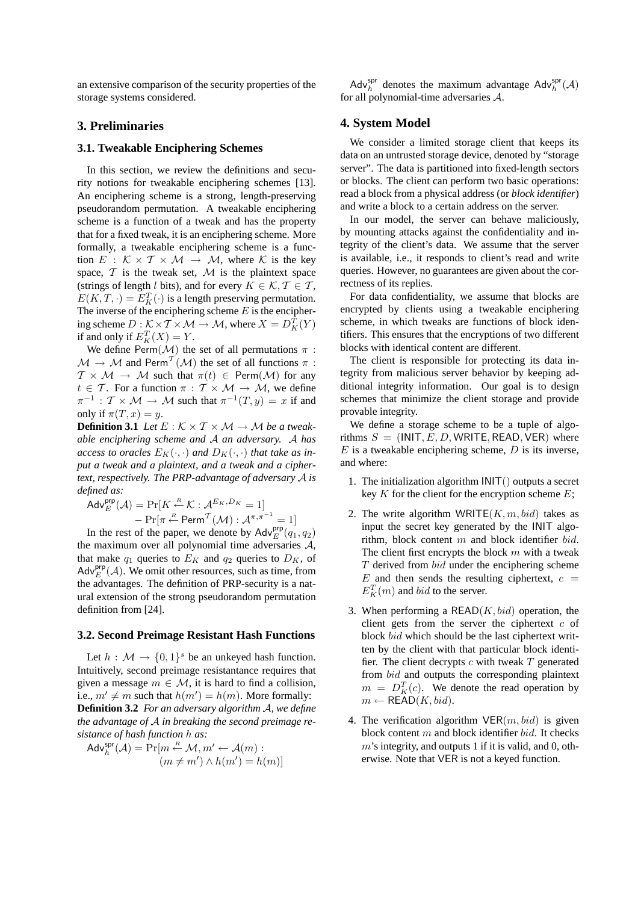an extensive comparison of the security properties of the storage systems considered.

## 3. Preliminaries

### 3.1. Tweakable Enciphering Schemes

In this section, we review the definitions and security notions for tweakable enciphering schemes [13]. An enciphering scheme is a strong, length-preserving pseudorandom permutation. A tweakable enciphering scheme is a function of a tweak and has the property that for a fixed tweak, it is an enciphering scheme. More formally, a tweakable enciphering scheme is a function $E : \mathcal{K} \times \mathcal{T} \times \mathcal{M} \rightarrow \mathcal{M}$, where $\mathcal{K}$ is the key space, $\mathcal{T}$ is the tweak set, $\mathcal{M}$ is the plaintext space (strings of length $l$ bits), and for every $K \in \mathcal{K}, \mathcal{T} \in \mathcal{T}$, $E(K, T, \cdot) = E_K^T(\cdot)$ is a length preserving permutation. The inverse of the enciphering scheme $E$ is the enciphering scheme $D : \mathcal{K} \times \mathcal{T} \times \mathcal{M} \rightarrow \mathcal{M}$, where $X = D_K^T(Y)$ if and only if $E_K^T(X) = Y$.

We define $\mathsf{Perm}(\mathcal{M})$ the set of all permutations $\pi : \mathcal{M} \rightarrow \mathcal{M}$ and $\mathsf{Perm}^{\mathcal{T}}(\mathcal{M})$ the set of all functions $\pi : \mathcal{T} \times \mathcal{M} \rightarrow \mathcal{M}$ such that $\pi(t) \in \mathsf{Perm}(\mathcal{M})$ for any $t \in \mathcal{T}$. For a function $\pi : \mathcal{T} \times \mathcal{M} \rightarrow \mathcal{M}$, we define $\pi^{-1} : \mathcal{T} \times \mathcal{M} \rightarrow \mathcal{M}$ such that $\pi^{-1}(T, y) = x$ if and only if $\pi(T, x) = y$.

**Definition 3.1** *Let $E : \mathcal{K} \times \mathcal{T} \times \mathcal{M} \rightarrow \mathcal{M}$ be a tweakable enciphering scheme and $\mathcal{A}$ an adversary. $\mathcal{A}$ has access to oracles $E_K(\cdot, \cdot)$ and $D_K(\cdot, \cdot)$ that take as input a tweak and a plaintext, and a tweak and a ciphertext, respectively. The PRP-advantage of adversary $\mathcal{A}$ is defined as:*

$$\mathsf{Adv}_E^{\mathsf{prp}}(\mathcal{A}) = \Pr[K \xleftarrow{R} \mathcal{K} : \mathcal{A}^{E_K, D_K} = 1] - \Pr[\pi \xleftarrow{R} \mathsf{Perm}^{\mathcal{T}}(\mathcal{M}) : \mathcal{A}^{\pi, \pi^{-1}} = 1]$$

In the rest of the paper, we denote by $\mathsf{Adv}_E^{\mathsf{prp}}(q_1, q_2)$ the maximum over all polynomial time adversaries $\mathcal{A}$, that make $q_1$ queries to $E_K$ and $q_2$ queries to $D_K$, of $\mathsf{Adv}_E^{\mathsf{prp}}(\mathcal{A})$. We omit other resources, such as time, from the advantages. The definition of PRP-security is a natural extension of the strong pseudorandom permutation definition from [24].

### 3.2. Second Preimage Resistant Hash Functions

Let $h : \mathcal{M} \rightarrow \{0, 1\}^s$ be an unkeyed hash function. Intuitively, second preimage resistantance requires that given a message $m \in \mathcal{M}$, it is hard to find a collision, i.e., $m' \neq m$ such that $h(m') = h(m)$. More formally:

**Definition 3.2** *For an adversary algorithm $\mathcal{A}$, we define the advantage of $\mathcal{A}$ in breaking the second preimage resistance of hash function $h$ as:*

$$\mathsf{Adv}_h^{\mathsf{spr}}(\mathcal{A}) = \Pr[m \xleftarrow{R} \mathcal{M}, m' \leftarrow \mathcal{A}(m) : (m \neq m') \wedge h(m') = h(m)]$$

$\mathsf{Adv}_h^{\mathsf{spr}}$ denotes the maximum advantage $\mathsf{Adv}_h^{\mathsf{spr}}(\mathcal{A})$ for all polynomial-time adversaries $\mathcal{A}$.

## 4. System Model

We consider a limited storage client that keeps its data on an untrusted storage device, denoted by "storage server". The data is partitioned into fixed-length sectors or blocks. The client can perform two basic operations: read a block from a physical address (or *block identifier*) and write a block to a certain address on the server.

In our model, the server can behave maliciously, by mounting attacks against the confidentiality and integrity of the client's data. We assume that the server is available, i.e., it responds to client's read and write queries. However, no guarantees are given about the correctness of its replies.

For data confidentiality, we assume that blocks are encrypted by clients using a tweakable enciphering scheme, in which tweaks are functions of block identifiers. This ensures that the encryptions of two different blocks with identical content are different.

The client is responsible for protecting its data integrity from malicious server behavior by keeping additional integrity information. Our goal is to design schemes that minimize the client storage and provide provable integrity.

We define a storage scheme to be a tuple of algorithms $S = (\mathsf{INIT}, E, D, \mathsf{WRITE}, \mathsf{READ}, \mathsf{VER})$ where $E$ is a tweakable enciphering scheme, $D$ is its inverse, and where:

1. The initialization algorithm $\mathsf{INIT}()$ outputs a secret key $K$ for the client for the encryption scheme $E$;
2. The write algorithm $\mathsf{WRITE}(K, m, bid)$ takes as input the secret key generated by the INIT algorithm, block content $m$ and block identifier $bid$. The client first encrypts the block $m$ with a tweak $T$ derived from $bid$ under the enciphering scheme $E$ and then sends the resulting ciphertext, $c = E_K^T(m)$ and $bid$ to the server.
3. When performing a $\mathsf{READ}(K, bid)$ operation, the client gets from the server the ciphertext $c$ of block $bid$ which should be the last ciphertext written by the client with that particular block identifier. The client decrypts $c$ with tweak $T$ generated from $bid$ and outputs the corresponding plaintext $m = D_K^T(c)$. We denote the read operation by $m \leftarrow \mathsf{READ}(K, bid)$.
4. The verification algorithm $\mathsf{VER}(m, bid)$ is given block content $m$ and block identifier $bid$. It checks $m$'s integrity, and outputs 1 if it is valid, and 0, otherwise. Note that VER is not a keyed function.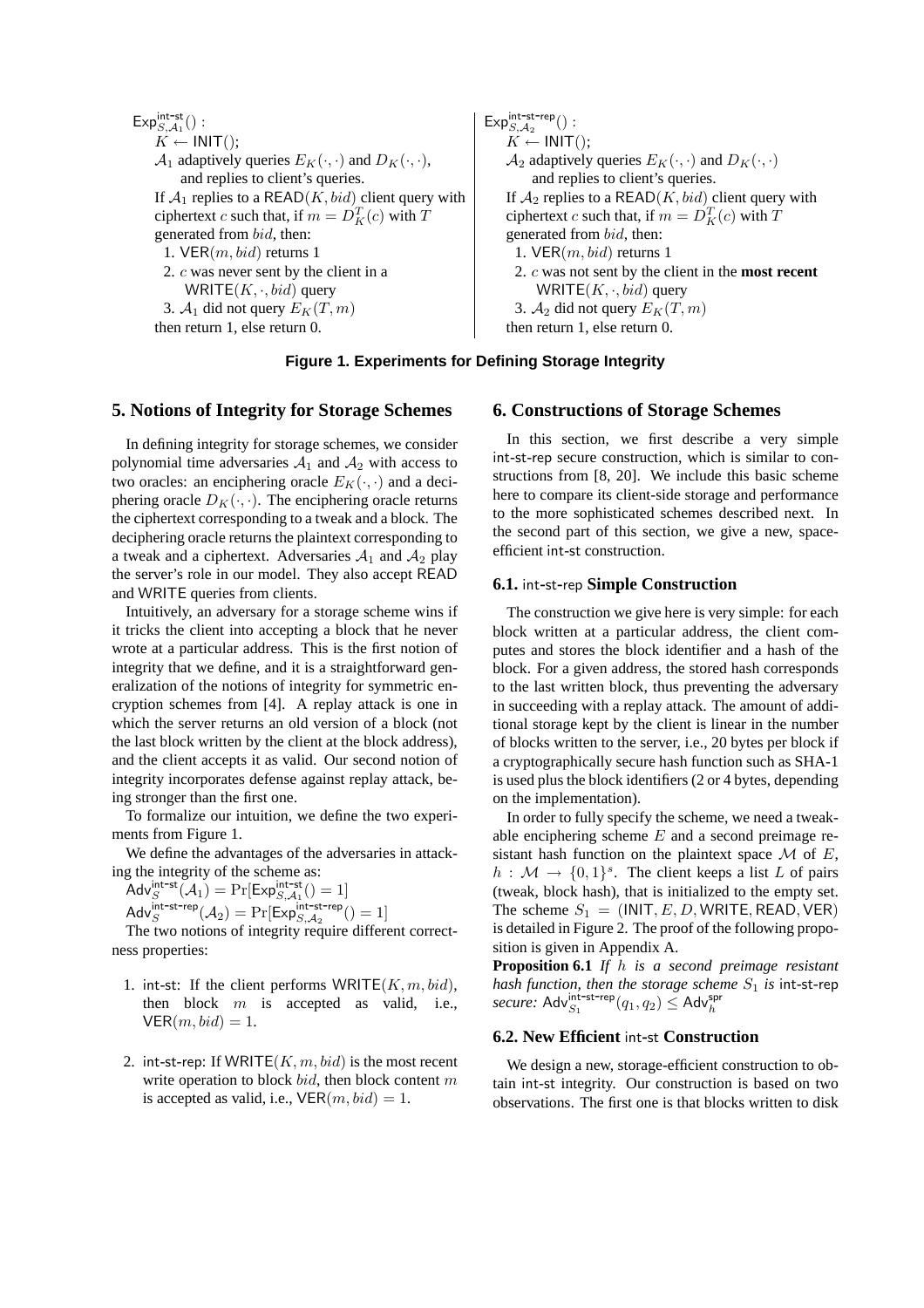$\mathsf{Exp}^{\mathsf{int\text{-}st}}_{S,\mathcal{A}_1}()$ :
- $K \leftarrow \mathsf{INIT}()$;
- $\mathcal{A}_1$ adaptively queries $E_K(\cdot,\cdot)$ and $D_K(\cdot,\cdot)$, and replies to client's queries.
- If $\mathcal{A}_1$ replies to a $\mathsf{READ}(K, bid)$ client query with ciphertext $c$ such that, if $m = D^T_K(c)$ with $T$ generated from $bid$, then:
  1. $\mathsf{VER}(m, bid)$ returns 1
  2. $c$ was never sent by the client in a $\mathsf{WRITE}(K,\cdot, bid)$ query
  3. $\mathcal{A}_1$ did not query $E_K(T, m)$
- then return 1, else return 0.

$\mathsf{Exp}^{\mathsf{int\text{-}st\text{-}rep}}_{S,\mathcal{A}_2}()$ :
- $K \leftarrow \mathsf{INIT}()$;
- $\mathcal{A}_2$ adaptively queries $E_K(\cdot,\cdot)$ and $D_K(\cdot,\cdot)$ and replies to client's queries.
- If $\mathcal{A}_2$ replies to a $\mathsf{READ}(K, bid)$ client query with ciphertext $c$ such that, if $m = D^T_K(c)$ with $T$ generated from $bid$, then:
  1. $\mathsf{VER}(m, bid)$ returns 1
  2. $c$ was not sent by the client in the **most recent** $\mathsf{WRITE}(K,\cdot, bid)$ query
  3. $\mathcal{A}_2$ did not query $E_K(T, m)$
- then return 1, else return 0.

**Figure 1. Experiments for Defining Storage Integrity**

## 5. Notions of Integrity for Storage Schemes

In defining integrity for storage schemes, we consider polynomial time adversaries $\mathcal{A}_1$ and $\mathcal{A}_2$ with access to two oracles: an enciphering oracle $E_K(\cdot,\cdot)$ and a deciphering oracle $D_K(\cdot,\cdot)$. The enciphering oracle returns the ciphertext corresponding to a tweak and a block. The deciphering oracle returns the plaintext corresponding to a tweak and a ciphertext. Adversaries $\mathcal{A}_1$ and $\mathcal{A}_2$ play the server's role in our model. They also accept READ and WRITE queries from clients.

Intuitively, an adversary for a storage scheme wins if it tricks the client into accepting a block that he never wrote at a particular address. This is the first notion of integrity that we define, and it is a straightforward generalization of the notions of integrity for symmetric encryption schemes from [4]. A replay attack is one in which the server returns an old version of a block (not the last block written by the client at the block address), and the client accepts it as valid. Our second notion of integrity incorporates defense against replay attack, being stronger than the first one.

To formalize our intuition, we define the two experiments from Figure 1.

We define the advantages of the adversaries in attacking the integrity of the scheme as:

$\mathsf{Adv}^{\mathsf{int\text{-}st}}_S(\mathcal{A}_1) = \Pr[\mathsf{Exp}^{\mathsf{int\text{-}st}}_{S,\mathcal{A}_1}() = 1]$

$\mathsf{Adv}^{\mathsf{int\text{-}st\text{-}rep}}_S(\mathcal{A}_2) = \Pr[\mathsf{Exp}^{\mathsf{int\text{-}st\text{-}rep}}_{S,\mathcal{A}_2}() = 1]$

The two notions of integrity require different correctness properties:

1. int-st: If the client performs $\mathsf{WRITE}(K, m, bid)$, then block $m$ is accepted as valid, i.e., $\mathsf{VER}(m, bid) = 1$.
2. int-st-rep: If $\mathsf{WRITE}(K, m, bid)$ is the most recent write operation to block $bid$, then block content $m$ is accepted as valid, i.e., $\mathsf{VER}(m, bid) = 1$.

## 6. Constructions of Storage Schemes

In this section, we first describe a very simple int-st-rep secure construction, which is similar to constructions from [8, 20]. We include this basic scheme here to compare its client-side storage and performance to the more sophisticated schemes described next. In the second part of this section, we give a new, space-efficient int-st construction.

### 6.1. int-st-rep Simple Construction

The construction we give here is very simple: for each block written at a particular address, the client computes and stores the block identifier and a hash of the block. For a given address, the stored hash corresponds to the last written block, thus preventing the adversary in succeeding with a replay attack. The amount of additional storage kept by the client is linear in the number of blocks written to the server, i.e., 20 bytes per block if a cryptographically secure hash function such as SHA-1 is used plus the block identifiers (2 or 4 bytes, depending on the implementation).

In order to fully specify the scheme, we need a tweakable enciphering scheme $E$ and a second preimage resistant hash function on the plaintext space $\mathcal{M}$ of $E$, $h : \mathcal{M} \rightarrow \{0, 1\}^s$. The client keeps a list $L$ of pairs (tweak, block hash), that is initialized to the empty set. The scheme $S_1 = (\mathsf{INIT}, E, D, \mathsf{WRITE}, \mathsf{READ}, \mathsf{VER})$ is detailed in Figure 2. The proof of the following proposition is given in Appendix A.

**Proposition 6.1** *If $h$ is a second preimage resistant hash function, then the storage scheme $S_1$ is* int-st-rep *secure:* $\mathsf{Adv}^{\mathsf{int\text{-}st\text{-}rep}}_{S_1}(q_1, q_2) \leq \mathsf{Adv}^{\mathsf{spr}}_h$

### 6.2. New Efficient int-st Construction

We design a new, storage-efficient construction to obtain int-st integrity. Our construction is based on two observations. The first one is that blocks written to disk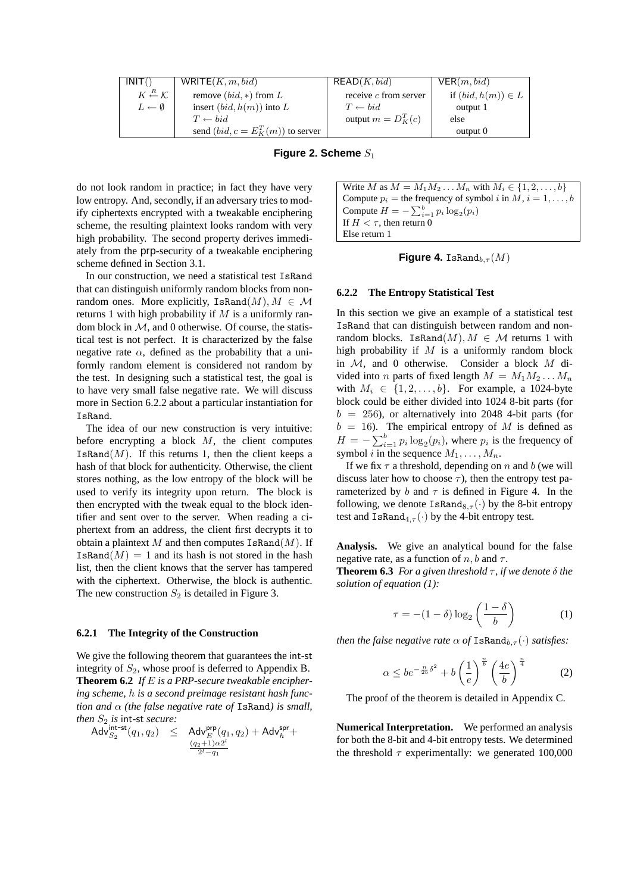| INIT() | WRITE$(K, m, bid)$ | READ$(K, bid)$ | VER$(m, bid)$ |
|---|---|---|---|
| $K \xleftarrow{R} \mathcal{K}$ | remove $(bid, *)$ from $L$ | receive $c$ from server | if $(bid, h(m)) \in L$ |
| $L \leftarrow \emptyset$ | insert $(bid, h(m))$ into $L$ | $T \leftarrow bid$ | output 1 |
| | $T \leftarrow bid$ | output $m = D_K^T(c)$ | else |
| | send $(bid, c = E_K^T(m))$ to server | | output 0 |

**Figure 2. Scheme $S_1$**

do not look random in practice; in fact they have very low entropy. And, secondly, if an adversary tries to modify ciphertexts encrypted with a tweakable enciphering scheme, the resulting plaintext looks random with very high probability. The second property derives immediately from the prp-security of a tweakable enciphering scheme defined in Section 3.1.

In our construction, we need a statistical test IsRand that can distinguish uniformly random blocks from nonrandom ones. More explicitly, $\texttt{IsRand}(M), M \in \mathcal{M}$ returns 1 with high probability if $M$ is a uniformly random block in $\mathcal{M}$, and 0 otherwise. Of course, the statistical test is not perfect. It is characterized by the false negative rate $\alpha$, defined as the probability that a uniformly random element is considered not random by the test. In designing such a statistical test, the goal is to have very small false negative rate. We will discuss more in Section 6.2.2 about a particular instantiation for IsRand.

The idea of our new construction is very intuitive: before encrypting a block $M$, the client computes $\texttt{IsRand}(M)$. If this returns 1, then the client keeps a hash of that block for authenticity. Otherwise, the client stores nothing, as the low entropy of the block will be used to verify its integrity upon return. The block is then encrypted with the tweak equal to the block identifier and sent over to the server. When reading a ciphertext from an address, the client first decrypts it to obtain a plaintext $M$ and then computes $\texttt{IsRand}(M)$. If $\texttt{IsRand}(M) = 1$ and its hash is not stored in the hash list, then the client knows that the server has tampered with the ciphertext. Otherwise, the block is authentic. The new construction $S_2$ is detailed in Figure 3.

#### 6.2.1 The Integrity of the Construction

We give the following theorem that guarantees the int-st integrity of $S_2$, whose proof is deferred to Appendix B.

**Theorem 6.2** *If $E$ is a PRP-secure tweakable enciphering scheme, $h$ is a second preimage resistant hash function and $\alpha$ (the false negative rate of* IsRand*) is small, then $S_2$ is* int-st *secure:*

$$\mathsf{Adv}_{S_2}^{\mathsf{int\text{-}st}}(q_1, q_2) \leq \mathsf{Adv}_{E}^{\mathsf{prp}}(q_1, q_2) + \mathsf{Adv}_{h}^{\mathsf{spr}} + \frac{(q_2+1)\alpha 2^l}{2^l - q_1}$$

| |
|---|
| Write $M$ as $M = M_1 M_2 \dots M_n$ with $M_i \in \{1, 2, \dots, b\}$ |
| Compute $p_i$ = the frequency of symbol $i$ in $M$, $i = 1, \dots, b$ |
| Compute $H = -\sum_{i=1}^{b} p_i \log_2(p_i)$ |
| If $H < \tau$, then return 0 |
| Else return 1 |

**Figure 4.** $\texttt{IsRand}_{b,\tau}(M)$

#### 6.2.2 The Entropy Statistical Test

In this section we give an example of a statistical test IsRand that can distinguish between random and nonrandom blocks. $\texttt{IsRand}(M), M \in \mathcal{M}$ returns 1 with high probability if $M$ is a uniformly random block in $\mathcal{M}$, and 0 otherwise. Consider a block $M$ divided into $n$ parts of fixed length $M = M_1 M_2 \dots M_n$ with $M_i \in \{1, 2, \dots, b\}$. For example, a 1024-byte block could be either divided into 1024 8-bit parts (for $b = 256$), or alternatively into 2048 4-bit parts (for $b = 16$). The empirical entropy of $M$ is defined as $H = -\sum_{i=1}^{b} p_i \log_2(p_i)$, where $p_i$ is the frequency of symbol $i$ in the sequence $M_1, \dots, M_n$.

If we fix $\tau$ a threshold, depending on $n$ and $b$ (we will discuss later how to choose $\tau$), then the entropy test parameterized by $b$ and $\tau$ is defined in Figure 4. In the following, we denote $\texttt{IsRand}_{8,\tau}(\cdot)$ by the 8-bit entropy test and $\texttt{IsRand}_{4,\tau}(\cdot)$ by the 4-bit entropy test.

**Analysis.** We give an analytical bound for the false negative rate, as a function of $n, b$ and $\tau$.

**Theorem 6.3** *For a given threshold $\tau$, if we denote $\delta$ the solution of equation (1):*

$$\tau = -(1-\delta)\log_2\left(\frac{1-\delta}{b}\right) \qquad (1)$$

*then the false negative rate $\alpha$ of $\texttt{IsRand}_{b,\tau}(\cdot)$ satisfies:*

$$\alpha \leq b e^{-\frac{n}{2b}\delta^2} + b\left(\frac{1}{e}\right)^{\frac{n}{b}}\left(\frac{4e}{b}\right)^{\frac{n}{4}} \qquad (2)$$

The proof of the theorem is detailed in Appendix C.

**Numerical Interpretation.** We performed an analysis for both the 8-bit and 4-bit entropy tests. We determined the threshold $\tau$ experimentally: we generated 100,000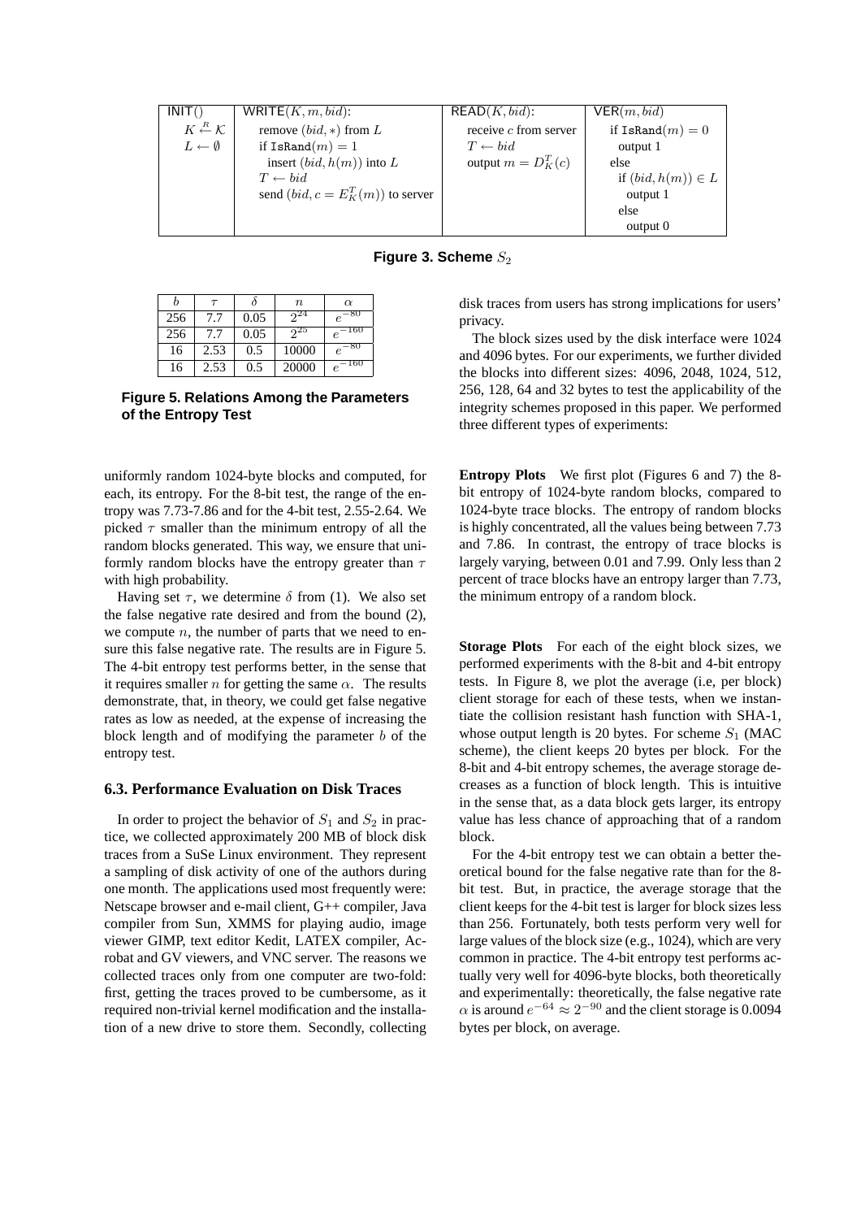| INIT() | WRITE$(K, m, bid)$: | READ$(K, bid)$: | VER$(m, bid)$ |
|---|---|---|---|
| $K \stackrel{R}{\leftarrow} \mathcal{K}$ | remove $(bid, *)$ from $L$ | receive $c$ from server | if $\texttt{IsRand}(m) = 0$ |
| $L \leftarrow \emptyset$ | if $\texttt{IsRand}(m) = 1$ | $T \leftarrow bid$ | output 1 |
| | insert $(bid, h(m))$ into $L$ | output $m = D^T_K(c)$ | else |
| | $T \leftarrow bid$ | | if $(bid, h(m)) \in L$ |
| | send $(bid, c = E^T_K(m))$ to server | | output 1 |
| | | | else |
| | | | output 0 |

**Figure 3. Scheme $S_2$**

| $b$ | $\tau$ | $\delta$ | $n$ | $\alpha$ |
|---|---|---|---|---|
| 256 | 7.7 | 0.05 | $2^{24}$ | $e^{-80}$ |
| 256 | 7.7 | 0.05 | $2^{25}$ | $e^{-160}$ |
| 16 | 2.53 | 0.5 | 10000 | $e^{-80}$ |
| 16 | 2.53 | 0.5 | 20000 | $e^{-160}$ |

**Figure 5. Relations Among the Parameters of the Entropy Test**

uniformly random 1024-byte blocks and computed, for each, its entropy. For the 8-bit test, the range of the entropy was 7.73-7.86 and for the 4-bit test, 2.55-2.64. We picked $\tau$ smaller than the minimum entropy of all the random blocks generated. This way, we ensure that uniformly random blocks have the entropy greater than $\tau$ with high probability.

Having set $\tau$, we determine $\delta$ from (1). We also set the false negative rate desired and from the bound (2), we compute $n$, the number of parts that we need to ensure this false negative rate. The results are in Figure 5. The 4-bit entropy test performs better, in the sense that it requires smaller $n$ for getting the same $\alpha$. The results demonstrate, that, in theory, we could get false negative rates as low as needed, at the expense of increasing the block length and of modifying the parameter $b$ of the entropy test.

### 6.3. Performance Evaluation on Disk Traces

In order to project the behavior of $S_1$ and $S_2$ in practice, we collected approximately 200 MB of block disk traces from a SuSe Linux environment. They represent a sampling of disk activity of one of the authors during one month. The applications used most frequently were: Netscape browser and e-mail client, G++ compiler, Java compiler from Sun, XMMS for playing audio, image viewer GIMP, text editor Kedit, LATEX compiler, Acrobat and GV viewers, and VNC server. The reasons we collected traces only from one computer are two-fold: first, getting the traces proved to be cumbersome, as it required non-trivial kernel modification and the installation of a new drive to store them. Secondly, collecting disk traces from users has strong implications for users' privacy.

The block sizes used by the disk interface were 1024 and 4096 bytes. For our experiments, we further divided the blocks into different sizes: 4096, 2048, 1024, 512, 256, 128, 64 and 32 bytes to test the applicability of the integrity schemes proposed in this paper. We performed three different types of experiments:

**Entropy Plots** We first plot (Figures 6 and 7) the 8-bit entropy of 1024-byte random blocks, compared to 1024-byte trace blocks. The entropy of random blocks is highly concentrated, all the values being between 7.73 and 7.86. In contrast, the entropy of trace blocks is largely varying, between 0.01 and 7.99. Only less than 2 percent of trace blocks have an entropy larger than 7.73, the minimum entropy of a random block.

**Storage Plots** For each of the eight block sizes, we performed experiments with the 8-bit and 4-bit entropy tests. In Figure 8, we plot the average (i.e, per block) client storage for each of these tests, when we instantiate the collision resistant hash function with SHA-1, whose output length is 20 bytes. For scheme $S_1$ (MAC scheme), the client keeps 20 bytes per block. For the 8-bit and 4-bit entropy schemes, the average storage decreases as a function of block length. This is intuitive in the sense that, as a data block gets larger, its entropy value has less chance of approaching that of a random block.

For the 4-bit entropy test we can obtain a better theoretical bound for the false negative rate than for the 8-bit test. But, in practice, the average storage that the client keeps for the 4-bit test is larger for block sizes less than 256. Fortunately, both tests perform very well for large values of the block size (e.g., 1024), which are very common in practice. The 4-bit entropy test performs actually very well for 4096-byte blocks, both theoretically and experimentally: theoretically, the false negative rate $\alpha$ is around $e^{-64} \approx 2^{-90}$ and the client storage is 0.0094 bytes per block, on average.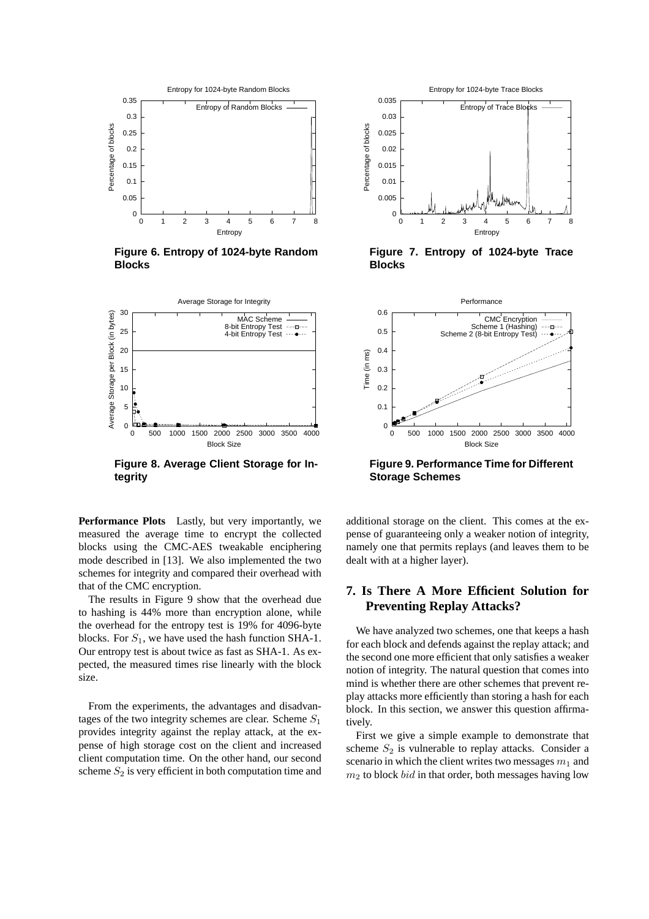Figure 6. Entropy of 1024-byte Random Blocks

Figure 7. Entropy of 1024-byte Trace Blocks

Figure 8. Average Client Storage for Integrity

Figure 9. Performance Time for Different Storage Schemes

**Performance Plots** Lastly, but very importantly, we measured the average time to encrypt the collected blocks using the CMC-AES tweakable enciphering mode described in [13]. We also implemented the two schemes for integrity and compared their overhead with that of the CMC encryption.

The results in Figure 9 show that the overhead due to hashing is 44% more than encryption alone, while the overhead for the entropy test is 19% for 4096-byte blocks. For $S_1$, we have used the hash function SHA-1. Our entropy test is about twice as fast as SHA-1. As expected, the measured times rise linearly with the block size.

From the experiments, the advantages and disadvantages of the two integrity schemes are clear. Scheme $S_1$ provides integrity against the replay attack, at the expense of high storage cost on the client and increased client computation time. On the other hand, our second scheme $S_2$ is very efficient in both computation time and additional storage on the client. This comes at the expense of guaranteeing only a weaker notion of integrity, namely one that permits replays (and leaves them to be dealt with at a higher layer).

## 7. Is There A More Efficient Solution for Preventing Replay Attacks?

We have analyzed two schemes, one that keeps a hash for each block and defends against the replay attack; and the second one more efficient that only satisfies a weaker notion of integrity. The natural question that comes into mind is whether there are other schemes that prevent replay attacks more efficiently than storing a hash for each block. In this section, we answer this question affirmatively.

First we give a simple example to demonstrate that scheme $S_2$ is vulnerable to replay attacks. Consider a scenario in which the client writes two messages $m_1$ and $m_2$ to block $bid$ in that order, both messages having low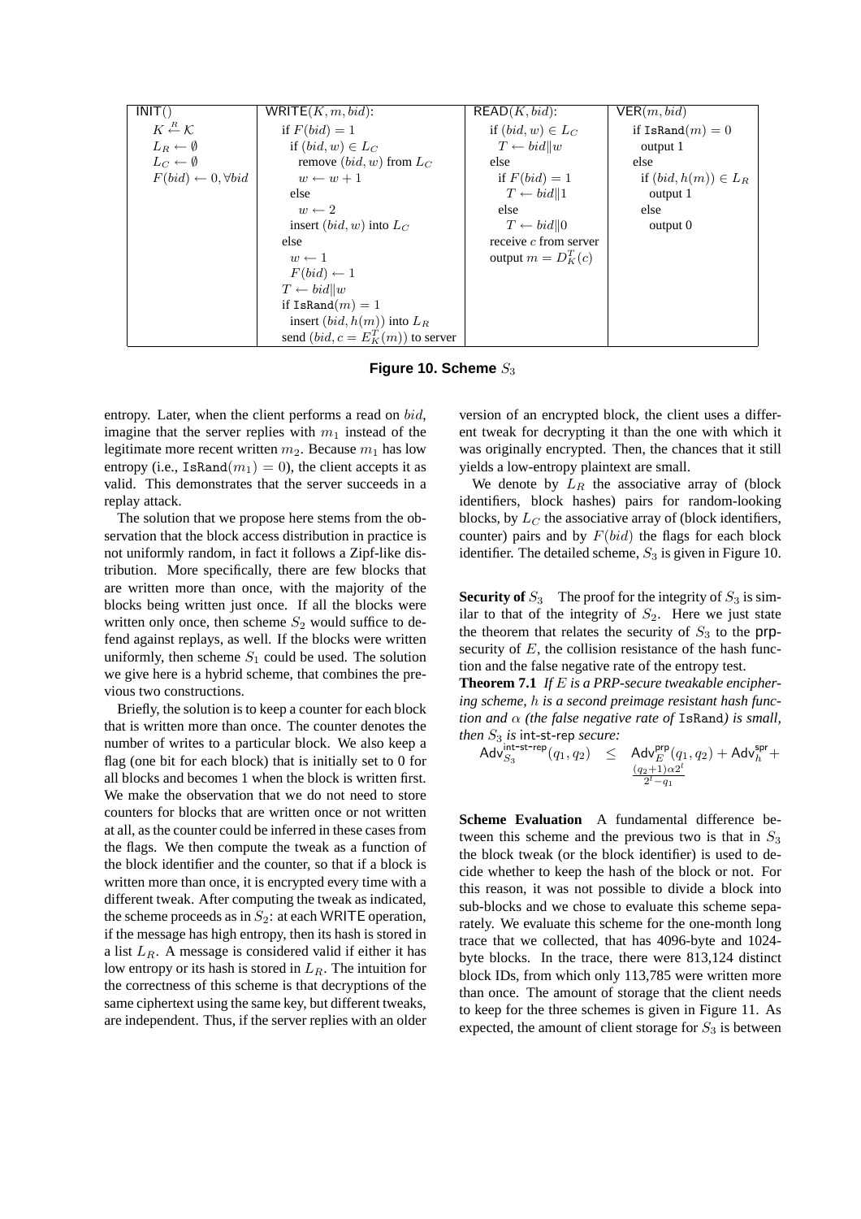| INIT() | WRITE$(K, m, bid)$: | READ$(K, bid)$: | VER$(m, bid)$ |
|---|---|---|---|
| $K \xleftarrow{R} \mathcal{K}$ | if $F(bid) = 1$ | if $(bid, w) \in L_C$ | if $\texttt{IsRand}(m) = 0$ |
| $L_R \leftarrow \emptyset$ | if $(bid, w) \in L_C$ | $T \leftarrow bid \| w$ | output 1 |
| $L_C \leftarrow \emptyset$ | remove $(bid, w)$ from $L_C$ | else | else |
| $F(bid) \leftarrow 0, \forall bid$ | $w \leftarrow w + 1$ | if $F(bid) = 1$ | if $(bid, h(m)) \in L_R$ |
| | else | $T \leftarrow bid \| 1$ | output 1 |
| | $w \leftarrow 2$ | else | else |
| | insert $(bid, w)$ into $L_C$ | $T \leftarrow bid \| 0$ | output 0 |
| | else | receive $c$ from server | |
| | $w \leftarrow 1$ | output $m = D_K^T(c)$ | |
| | $F(bid) \leftarrow 1$ | | |
| | $T \leftarrow bid \| w$ | | |
| | if $\texttt{IsRand}(m) = 1$ | | |
| | insert $(bid, h(m))$ into $L_R$ | | |
| | send $(bid, c = E_K^T(m))$ to server | | |

**Figure 10. Scheme $S_3$**

entropy. Later, when the client performs a read on $bid$, imagine that the server replies with $m_1$ instead of the legitimate more recent written $m_2$. Because $m_1$ has low entropy (i.e., $\texttt{IsRand}(m_1) = 0$), the client accepts it as valid. This demonstrates that the server succeeds in a replay attack.

The solution that we propose here stems from the observation that the block access distribution in practice is not uniformly random, in fact it follows a Zipf-like distribution. More specifically, there are few blocks that are written more than once, with the majority of the blocks being written just once. If all the blocks were written only once, then scheme $S_2$ would suffice to defend against replays, as well. If the blocks were written uniformly, then scheme $S_1$ could be used. The solution we give here is a hybrid scheme, that combines the previous two constructions.

Briefly, the solution is to keep a counter for each block that is written more than once. The counter denotes the number of writes to a particular block. We also keep a flag (one bit for each block) that is initially set to 0 for all blocks and becomes 1 when the block is written first. We make the observation that we do not need to store counters for blocks that are written once or not written at all, as the counter could be inferred in these cases from the flags. We then compute the tweak as a function of the block identifier and the counter, so that if a block is written more than once, it is encrypted every time with a different tweak. After computing the tweak as indicated, the scheme proceeds as in $S_2$: at each WRITE operation, if the message has high entropy, then its hash is stored in a list $L_R$. A message is considered valid if either it has low entropy or its hash is stored in $L_R$. The intuition for the correctness of this scheme is that decryptions of the same ciphertext using the same key, but different tweaks, are independent. Thus, if the server replies with an older version of an encrypted block, the client uses a different tweak for decrypting it than the one with which it was originally encrypted. Then, the chances that it still yields a low-entropy plaintext are small.

We denote by $L_R$ the associative array of (block identifiers, block hashes) pairs for random-looking blocks, by $L_C$ the associative array of (block identifiers, counter) pairs and by $F(bid)$ the flags for each block identifier. The detailed scheme, $S_3$ is given in Figure 10.

**Security of $S_3$** The proof for the integrity of $S_3$ is similar to that of the integrity of $S_2$. Here we just state the theorem that relates the security of $S_3$ to the prp-security of $E$, the collision resistance of the hash function and the false negative rate of the entropy test.

**Theorem 7.1** *If $E$ is a PRP-secure tweakable enciphering scheme, $h$ is a second preimage resistant hash function and $\alpha$ (the false negative rate of* IsRand*) is small, then $S_3$ is* int-st-rep *secure:*

$$\mathsf{Adv}_{S_3}^{\mathsf{int\text{-}st\text{-}rep}}(q_1, q_2) \leq \mathsf{Adv}_E^{\mathsf{prp}}(q_1, q_2) + \mathsf{Adv}_h^{\mathsf{spr}} + \frac{(q_2+1)\alpha 2^l}{2^l - q_1}$$

**Scheme Evaluation** A fundamental difference between this scheme and the previous two is that in $S_3$ the block tweak (or the block identifier) is used to decide whether to keep the hash of the block or not. For this reason, it was not possible to divide a block into sub-blocks and we chose to evaluate this scheme separately. We evaluate this scheme for the one-month long trace that we collected, that has 4096-byte and 1024-byte blocks. In the trace, there were 813,124 distinct block IDs, from which only 113,785 were written more than once. The amount of storage that the client needs to keep for the three schemes is given in Figure 11. As expected, the amount of client storage for $S_3$ is between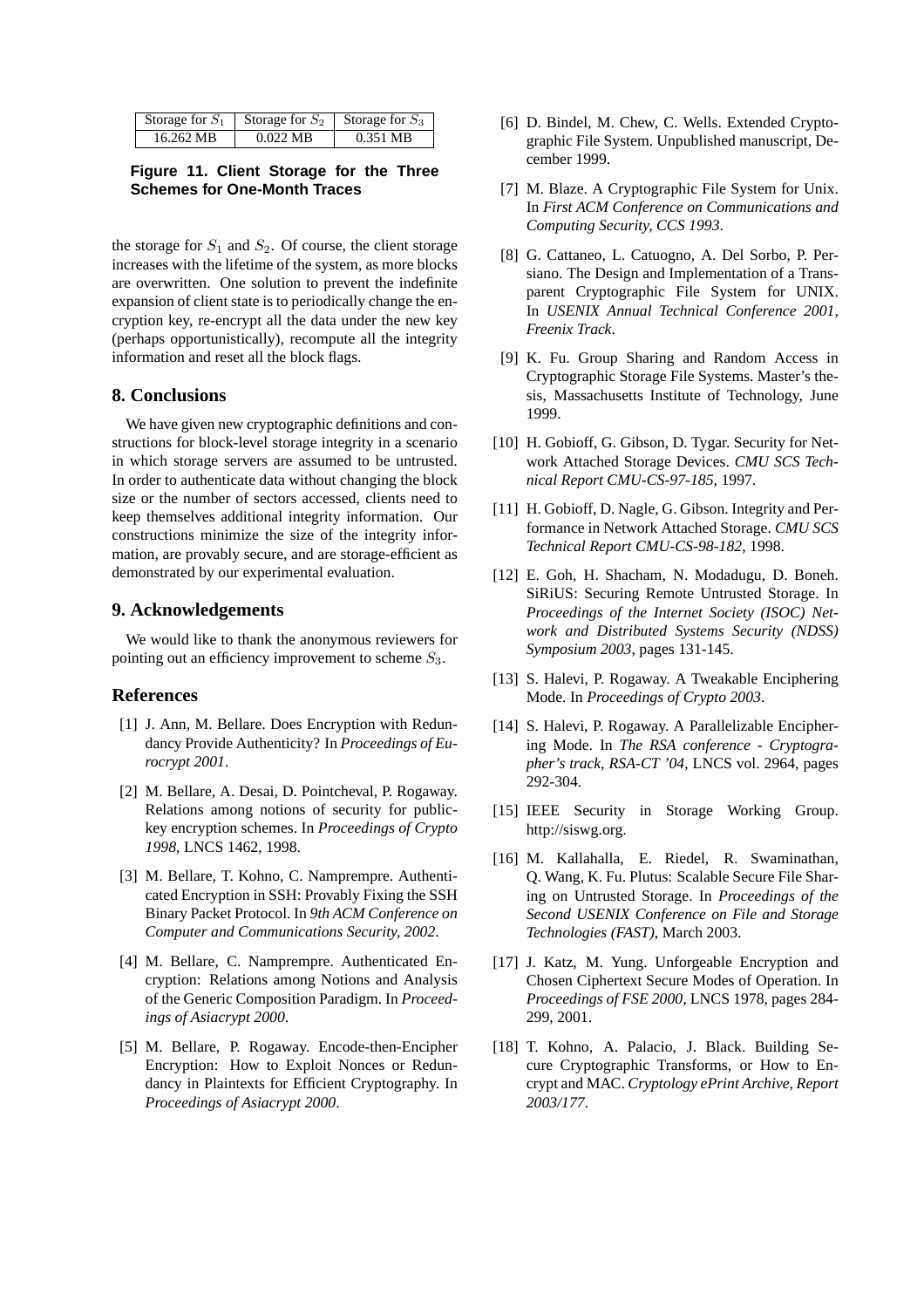| Storage for $S_1$ | Storage for $S_2$ | Storage for $S_3$ |
|---|---|---|
| 16.262 MB | 0.022 MB | 0.351 MB |

**Figure 11. Client Storage for the Three Schemes for One-Month Traces**

the storage for $S_1$ and $S_2$. Of course, the client storage increases with the lifetime of the system, as more blocks are overwritten. One solution to prevent the indefinite expansion of client state is to periodically change the encryption key, re-encrypt all the data under the new key (perhaps opportunistically), recompute all the integrity information and reset all the block flags.

## 8. Conclusions

We have given new cryptographic definitions and constructions for block-level storage integrity in a scenario in which storage servers are assumed to be untrusted. In order to authenticate data without changing the block size or the number of sectors accessed, clients need to keep themselves additional integrity information. Our constructions minimize the size of the integrity information, are provably secure, and are storage-efficient as demonstrated by our experimental evaluation.

## 9. Acknowledgements

We would like to thank the anonymous reviewers for pointing out an efficiency improvement to scheme $S_3$.

## References

[1] J. Ann, M. Bellare. Does Encryption with Redundancy Provide Authenticity? In *Proceedings of Eurocrypt 2001*.

[2] M. Bellare, A. Desai, D. Pointcheval, P. Rogaway. Relations among notions of security for public-key encryption schemes. In *Proceedings of Crypto 1998*, LNCS 1462, 1998.

[3] M. Bellare, T. Kohno, C. Namprempre. Authenticated Encryption in SSH: Provably Fixing the SSH Binary Packet Protocol. In *9th ACM Conference on Computer and Communications Security, 2002*.

[4] M. Bellare, C. Namprempre. Authenticated Encryption: Relations among Notions and Analysis of the Generic Composition Paradigm. In *Proceedings of Asiacrypt 2000*.

[5] M. Bellare, P. Rogaway. Encode-then-Encipher Encryption: How to Exploit Nonces or Redundancy in Plaintexts for Efficient Cryptography. In *Proceedings of Asiacrypt 2000*.

[6] D. Bindel, M. Chew, C. Wells. Extended Cryptographic File System. Unpublished manuscript, December 1999.

[7] M. Blaze. A Cryptographic File System for Unix. In *First ACM Conference on Communications and Computing Security, CCS 1993*.

[8] G. Cattaneo, L. Catuogno, A. Del Sorbo, P. Persiano. The Design and Implementation of a Transparent Cryptographic File System for UNIX. In *USENIX Annual Technical Conference 2001, Freenix Track*.

[9] K. Fu. Group Sharing and Random Access in Cryptographic Storage File Systems. Master's thesis, Massachusetts Institute of Technology, June 1999.

[10] H. Gobioff, G. Gibson, D. Tygar. Security for Network Attached Storage Devices. *CMU SCS Technical Report CMU-CS-97-185*, 1997.

[11] H. Gobioff, D. Nagle, G. Gibson. Integrity and Performance in Network Attached Storage. *CMU SCS Technical Report CMU-CS-98-182*, 1998.

[12] E. Goh, H. Shacham, N. Modadugu, D. Boneh. SiRiUS: Securing Remote Untrusted Storage. In *Proceedings of the Internet Society (ISOC) Network and Distributed Systems Security (NDSS) Symposium 2003*, pages 131-145.

[13] S. Halevi, P. Rogaway. A Tweakable Enciphering Mode. In *Proceedings of Crypto 2003*.

[14] S. Halevi, P. Rogaway. A Parallelizable Enciphering Mode. In *The RSA conference - Cryptographer's track, RSA-CT '04*, LNCS vol. 2964, pages 292-304.

[15] IEEE Security in Storage Working Group. http://siswg.org.

[16] M. Kallahalla, E. Riedel, R. Swaminathan, Q. Wang, K. Fu. Plutus: Scalable Secure File Sharing on Untrusted Storage. In *Proceedings of the Second USENIX Conference on File and Storage Technologies (FAST)*, March 2003.

[17] J. Katz, M. Yung. Unforgeable Encryption and Chosen Ciphertext Secure Modes of Operation. In *Proceedings of FSE 2000*, LNCS 1978, pages 284-299, 2001.

[18] T. Kohno, A. Palacio, J. Black. Building Secure Cryptographic Transforms, or How to Encrypt and MAC. *Cryptology ePrint Archive, Report 2003/177*.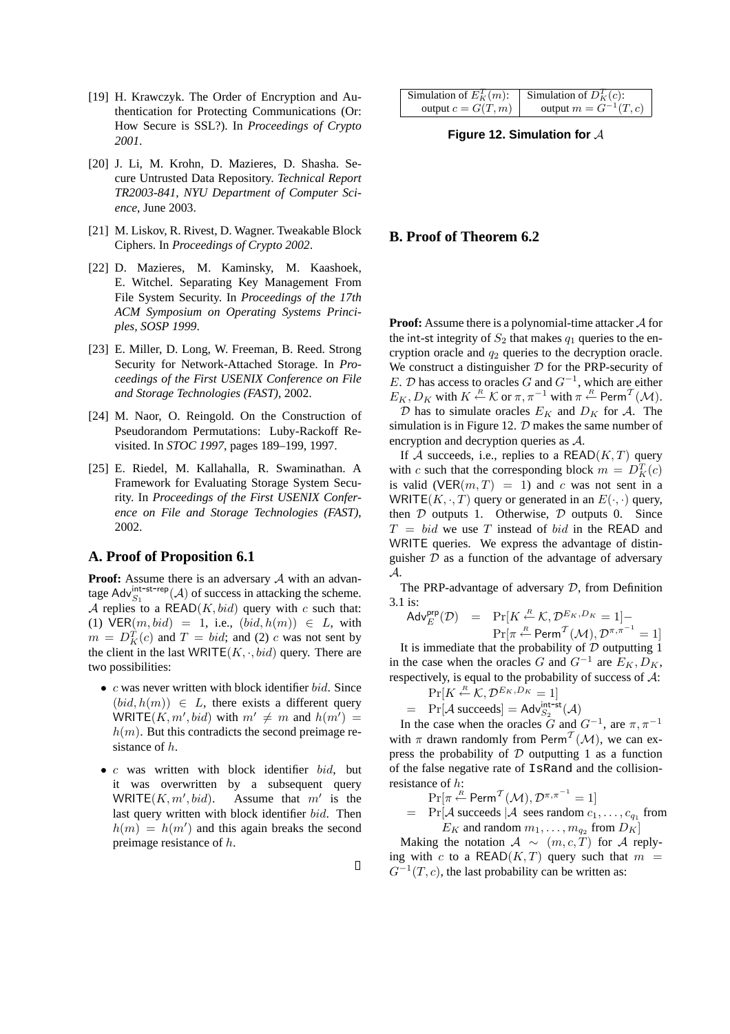[19] H. Krawczyk. The Order of Encryption and Authentication for Protecting Communications (Or: How Secure is SSL?). In *Proceedings of Crypto 2001*.

[20] J. Li, M. Krohn, D. Mazieres, D. Shasha. Secure Untrusted Data Repository. *Technical Report TR2003-841, NYU Department of Computer Science*, June 2003.

[21] M. Liskov, R. Rivest, D. Wagner. Tweakable Block Ciphers. In *Proceedings of Crypto 2002*.

[22] D. Mazieres, M. Kaminsky, M. Kaashoek, E. Witchel. Separating Key Management From File System Security. In *Proceedings of the 17th ACM Symposium on Operating Systems Principles, SOSP 1999*.

[23] E. Miller, D. Long, W. Freeman, B. Reed. Strong Security for Network-Attached Storage. In *Proceedings of the First USENIX Conference on File and Storage Technologies (FAST)*, 2002.

[24] M. Naor, O. Reingold. On the Construction of Pseudorandom Permutations: Luby-Rackoff Revisited. In *STOC 1997*, pages 189–199, 1997.

[25] E. Riedel, M. Kallahalla, R. Swaminathan. A Framework for Evaluating Storage System Security. In *Proceedings of the First USENIX Conference on File and Storage Technologies (FAST)*, 2002.

## A. Proof of Proposition 6.1

**Proof:** Assume there is an adversary $\mathcal{A}$ with an advantage $\mathsf{Adv}^{\mathsf{int\text{-}st\text{-}rep}}_{S_1}(\mathcal{A})$ of success in attacking the scheme. $\mathcal{A}$ replies to a $\mathsf{READ}(K, bid)$ query with $c$ such that: (1) $\mathsf{VER}(m, bid) = 1$, i.e., $(bid, h(m)) \in L$, with $m = D^T_K(c)$ and $T = bid$; and (2) $c$ was not sent by the client in the last $\mathsf{WRITE}(K, \cdot, bid)$ query. There are two possibilities:

- $c$ was never written with block identifier $bid$. Since $(bid, h(m)) \in L$, there exists a different query $\mathsf{WRITE}(K, m', bid)$ with $m' \neq m$ and $h(m') = h(m)$. But this contradicts the second preimage resistance of $h$.
- $c$ was written with block identifier $bid$, but it was overwritten by a subsequent query $\mathsf{WRITE}(K, m', bid)$. Assume that $m'$ is the last query written with block identifier $bid$. Then $h(m) = h(m')$ and this again breaks the second preimage resistance of $h$.

□

| Simulation of $E^T_K(m)$: | Simulation of $D^T_K(c)$: |
|---|---|
| output $c = G(T, m)$ | output $m = G^{-1}(T, c)$ |

**Figure 12. Simulation for $\mathcal{A}$**

## B. Proof of Theorem 6.2

**Proof:** Assume there is a polynomial-time attacker $\mathcal{A}$ for the int-st integrity of $S_2$ that makes $q_1$ queries to the encryption oracle and $q_2$ queries to the decryption oracle. We construct a distinguisher $\mathcal{D}$ for the PRP-security of $E$. $\mathcal{D}$ has access to oracles $G$ and $G^{-1}$, which are either $E_K, D_K$ with $K \xleftarrow{R} \mathcal{K}$ or $\pi, \pi^{-1}$ with $\pi \xleftarrow{R} \mathsf{Perm}^{\mathcal{T}}(\mathcal{M})$.

$\mathcal{D}$ has to simulate oracles $E_K$ and $D_K$ for $\mathcal{A}$. The simulation is in Figure 12. $\mathcal{D}$ makes the same number of encryption and decryption queries as $\mathcal{A}$.

If $\mathcal{A}$ succeeds, i.e., replies to a $\mathsf{READ}(K, T)$ query with $c$ such that the corresponding block $m = D^T_K(c)$ is valid ($\mathsf{VER}(m, T) = 1$) and $c$ was not sent in a $\mathsf{WRITE}(K, \cdot, T)$ query or generated in an $E(\cdot, \cdot)$ query, then $\mathcal{D}$ outputs 1. Otherwise, $\mathcal{D}$ outputs 0. Since $T = bid$ we use $T$ instead of $bid$ in the READ and WRITE queries. We express the advantage of distinguisher $\mathcal{D}$ as a function of the advantage of adversary $\mathcal{A}$.

The PRP-advantage of adversary $\mathcal{D}$, from Definition 3.1 is:

$$\mathsf{Adv}^{\mathsf{prp}}_E(\mathcal{D}) = \Pr[K \xleftarrow{R} \mathcal{K}, \mathcal{D}^{E_K, D_K} = 1] - \Pr[\pi \xleftarrow{R} \mathsf{Perm}^{\mathcal{T}}(\mathcal{M}), \mathcal{D}^{\pi, \pi^{-1}} = 1]$$

It is immediate that the probability of $\mathcal{D}$ outputting 1 in the case when the oracles $G$ and $G^{-1}$ are $E_K, D_K$, respectively, is equal to the probability of success of $\mathcal{A}$:

$$\Pr[K \xleftarrow{R} \mathcal{K}, \mathcal{D}^{E_K, D_K} = 1] = \Pr[\mathcal{A} \text{ succeeds}] = \mathsf{Adv}^{\mathsf{int\text{-}st}}_{S_2}(\mathcal{A})$$

In the case when the oracles $G$ and $G^{-1}$, are $\pi, \pi^{-1}$ with $\pi$ drawn randomly from $\mathsf{Perm}^{\mathcal{T}}(\mathcal{M})$, we can express the probability of $\mathcal{D}$ outputting 1 as a function of the false negative rate of `IsRand` and the collision-resistance of $h$:

$$\Pr[\pi \xleftarrow{R} \mathsf{Perm}^{\mathcal{T}}(\mathcal{M}), \mathcal{D}^{\pi, \pi^{-1}} = 1] = \Pr[\mathcal{A} \text{ succeeds } | \mathcal{A} \text{ sees random } c_1, \ldots, c_{q_1} \text{ from } E_K \text{ and random } m_1, \ldots, m_{q_2} \text{ from } D_K]$$

Making the notation $\mathcal{A} \sim (m, c, T)$ for $\mathcal{A}$ replying with $c$ to a $\mathsf{READ}(K, T)$ query such that $m = G^{-1}(T, c)$, the last probability can be written as: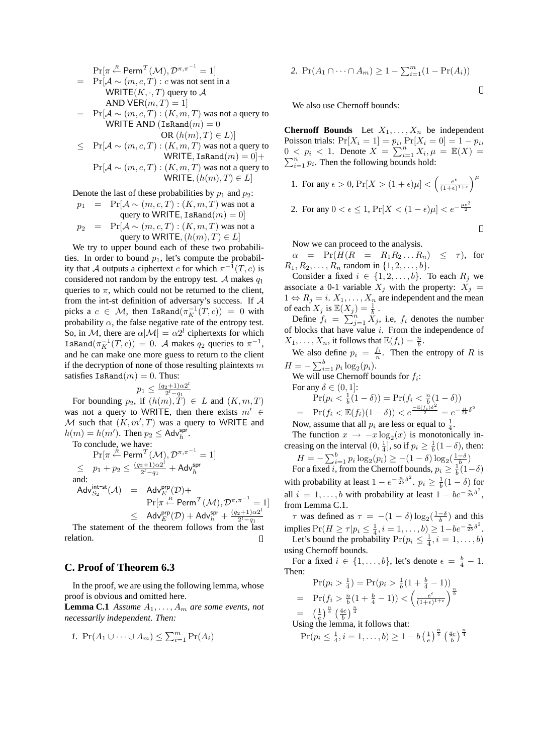$$
\begin{aligned}
& \Pr[\pi \xleftarrow{R} \mathsf{Perm}^{\mathcal{T}}(\mathcal{M}), \mathcal{D}^{\pi,\pi^{-1}} = 1] \\
= \; & \Pr[\mathcal{A} \sim (m,c,T) : c \text{ was not sent in a } \mathsf{WRITE}(K,\cdot,T) \text{ query to } \mathcal{A} \text{ AND } \mathsf{VER}(m,T) = 1] \\
= \; & \Pr[\mathcal{A} \sim (m,c,T) : (K,m,T) \text{ was not a query to } \mathsf{WRITE} \text{ AND } (\mathtt{IsRand}(m) = 0 \text{ OR } (h(m),T) \in L)] \\
\leq \; & \Pr[\mathcal{A} \sim (m,c,T) : (K,m,T) \text{ was not a query to } \mathsf{WRITE}, \mathtt{IsRand}(m) = 0] + \\
& \Pr[\mathcal{A} \sim (m,c,T) : (K,m,T) \text{ was not a query to } \mathsf{WRITE}, (h(m),T) \in L]
\end{aligned}
$$

Denote the last of these probabilities by $p_1$ and $p_2$:

$$
\begin{aligned}
p_1 &= \Pr[\mathcal{A} \sim (m,c,T) : (K,m,T) \text{ was not a query to } \mathsf{WRITE}, \mathtt{IsRand}(m) = 0] \\
p_2 &= \Pr[\mathcal{A} \sim (m,c,T) : (K,m,T) \text{ was not a query to } \mathsf{WRITE}, (h(m),T) \in L]
\end{aligned}
$$

We try to upper bound each of these two probabilities. In order to bound $p_1$, let's compute the probability that $\mathcal{A}$ outputs a ciphertext $c$ for which $\pi^{-1}(T,c)$ is considered not random by the entropy test. $\mathcal{A}$ makes $q_1$ queries to $\pi$, which could not be returned to the client, from the int-st definition of adversary's success. If $\mathcal{A}$ picks a $c \in \mathcal{M}$, then $\mathtt{IsRand}(\pi_K^{-1}(T,c)) = 0$ with probability $\alpha$, the false negative rate of the entropy test. So, in $\mathcal{M}$, there are $\alpha|\mathcal{M}| = \alpha 2^l$ ciphertexts for which $\mathtt{IsRand}(\pi_K^{-1}(T,c)) = 0$. $\mathcal{A}$ makes $q_2$ queries to $\pi^{-1}$, and he can make one more guess to return to the client if the decryption of none of those resulting plaintexts $m$ satisfies $\mathtt{IsRand}(m) = 0$. Thus:

$$p_1 \leq \frac{(q_2+1)\alpha 2^l}{2^l - q_1}$$

For bounding $p_2$, if $(h(m),T) \in L$ and $(K,m,T)$ was not a query to $\mathsf{WRITE}$, then there exists $m' \in \mathcal{M}$ such that $(K,m',T)$ was a query to $\mathsf{WRITE}$ and $h(m) = h(m')$. Then $p_2 \leq \mathsf{Adv}_h^{\mathsf{spr}}$.

To conclude, we have:

$$
\begin{aligned}
& \Pr[\pi \xleftarrow{R} \mathsf{Perm}^{\mathcal{T}}(\mathcal{M}), \mathcal{D}^{\pi,\pi^{-1}} = 1] \\
\leq \; & p_1 + p_2 \leq \frac{(q_2+1)\alpha 2^l}{2^l - q_1} + \mathsf{Adv}_h^{\mathsf{spr}}
\end{aligned}
$$

and:

$$
\begin{aligned}
\mathsf{Adv}_{S_2}^{\mathsf{int\text{-}st}}(\mathcal{A}) &= \mathsf{Adv}_E^{\mathsf{prp}}(\mathcal{D}) + \Pr[\pi \xleftarrow{R} \mathsf{Perm}^{\mathcal{T}}(\mathcal{M}), \mathcal{D}^{\pi,\pi^{-1}} = 1] \\
&\leq \mathsf{Adv}_E^{\mathsf{prp}}(\mathcal{D}) + \mathsf{Adv}_h^{\mathsf{spr}} + \frac{(q_2+1)\alpha 2^l}{2^l - q_1}
\end{aligned}
$$

The statement of the theorem follows from the last relation. □

## C. Proof of Theorem 6.3

In the proof, we are using the following lemma, whose proof is obvious and omitted here.

**Lemma C.1** *Assume $A_1, \ldots, A_m$ are some events, not necessarily independent. Then:*

1. $\Pr(A_1 \cup \cdots \cup A_m) \leq \sum_{i=1}^m \Pr(A_i)$
2. $\Pr(A_1 \cap \cdots \cap A_m) \geq 1 - \sum_{i=1}^m (1 - \Pr(A_i))$

□

We also use Chernoff bounds:

**Chernoff Bounds** Let $X_1, \ldots, X_n$ be independent Poisson trials: $\Pr[X_i = 1] = p_i, \Pr[X_i = 0] = 1 - p_i$, $0 < p_i < 1$. Denote $X = \sum_{i=1}^n X_i, \mu = \mathbb{E}(X) = \sum_{i=1}^n p_i$. Then the following bounds hold:

1. For any $\epsilon > 0$, $\Pr[X > (1+\epsilon)\mu] < \left(\frac{e^\epsilon}{(1+\epsilon)^{1+\epsilon}}\right)^\mu$
2. For any $0 < \epsilon \leq 1$, $\Pr[X < (1-\epsilon)\mu] < e^{-\frac{\mu\epsilon^2}{2}}$

□

Now we can proceed to the analysis.

$\alpha = \Pr(H(R = R_1 R_2 \ldots R_n) \leq \tau)$, for $R_1, R_2, \ldots, R_n$ random in $\{1, 2, \ldots, b\}$.

Consider a fixed $i \in \{1, 2, \ldots, b\}$. To each $R_j$ we associate a 0-1 variable $X_j$ with the property: $X_j = 1 \Leftrightarrow R_j = i$. $X_1, \ldots, X_n$ are independent and the mean of each $X_j$ is $\mathbb{E}(X_j) = \frac{1}{b}$.

Define $f_i = \sum_{j=1}^n X_j$, i.e, $f_i$ denotes the number of blocks that have value $i$. From the independence of $X_1, \ldots, X_n$, it follows that $\mathbb{E}(f_i) = \frac{n}{b}$.

We also define $p_i = \frac{f_i}{n}$. Then the entropy of $R$ is $H = -\sum_{i=1}^b p_i \log_2(p_i)$.

We will use Chernoff bounds for $f_i$:

For any $\delta \in (0, 1]$:

$$
\begin{aligned}
& \Pr(p_i < \tfrac{1}{b}(1-\delta)) = \Pr(f_i < \tfrac{n}{b}(1-\delta)) \\
= \; & \Pr(f_i < \mathbb{E}(f_i)(1-\delta)) < e^{\frac{-\mathbb{E}(f_i)\delta^2}{2}} = e^{-\frac{n}{2b}\delta^2}
\end{aligned}
$$

Now, assume that all $p_i$ are less or equal to $\frac{1}{4}$.

The function $x \to -x\log_2(x)$ is monotonically increasing on the interval $(0, \frac{1}{4}]$, so if $p_i \geq \frac{1}{b}(1-\delta)$, then:

$$H = -\sum_{i=1}^b p_i \log_2(p_i) \geq -(1-\delta)\log_2(\tfrac{1-\delta}{b})$$

For a fixed $i$, from the Chernoff bounds, $p_i \geq \frac{1}{b}(1-\delta)$ with probability at least $1 - e^{-\frac{n}{2b}\delta^2}$. $p_i \geq \frac{1}{b}(1-\delta)$ for all $i = 1, \ldots, b$ with probability at least $1 - be^{-\frac{n}{2b}\delta^2}$, from Lemma C.1.

$\tau$ was defined as $\tau = -(1-\delta)\log_2(\frac{1-\delta}{b})$ and this implies $\Pr(H \geq \tau | p_i \leq \frac{1}{4}, i = 1, \ldots, b) \geq 1 - be^{-\frac{n}{2b}\delta^2}$.

Let's bound the probability $\Pr(p_i \leq \frac{1}{4}, i = 1, \ldots, b)$ using Chernoff bounds.

For a fixed $i \in \{1, \ldots, b\}$, let's denote $\epsilon = \frac{b}{4} - 1$. Then:

$$
\begin{aligned}
& \Pr(p_i > \tfrac{1}{4}) = \Pr(p_i > \tfrac{1}{b}(1 + \tfrac{b}{4} - 1)) \\
= \; & \Pr(f_i > \tfrac{n}{b}(1 + \tfrac{b}{4} - 1)) < \left(\frac{e^\epsilon}{(1+\epsilon)^{1+\epsilon}}\right)^{\frac{n}{b}} \\
= \; & \left(\tfrac{1}{e}\right)^{\frac{n}{b}} \left(\tfrac{4e}{b}\right)^{\frac{n}{4}}
\end{aligned}
$$

Using the lemma, it follows that:

$$\Pr(p_i \leq \tfrac{1}{4}, i = 1, \ldots, b) \geq 1 - b\left(\tfrac{1}{e}\right)^{\frac{n}{b}} \left(\tfrac{4e}{b}\right)^{\frac{n}{4}}$$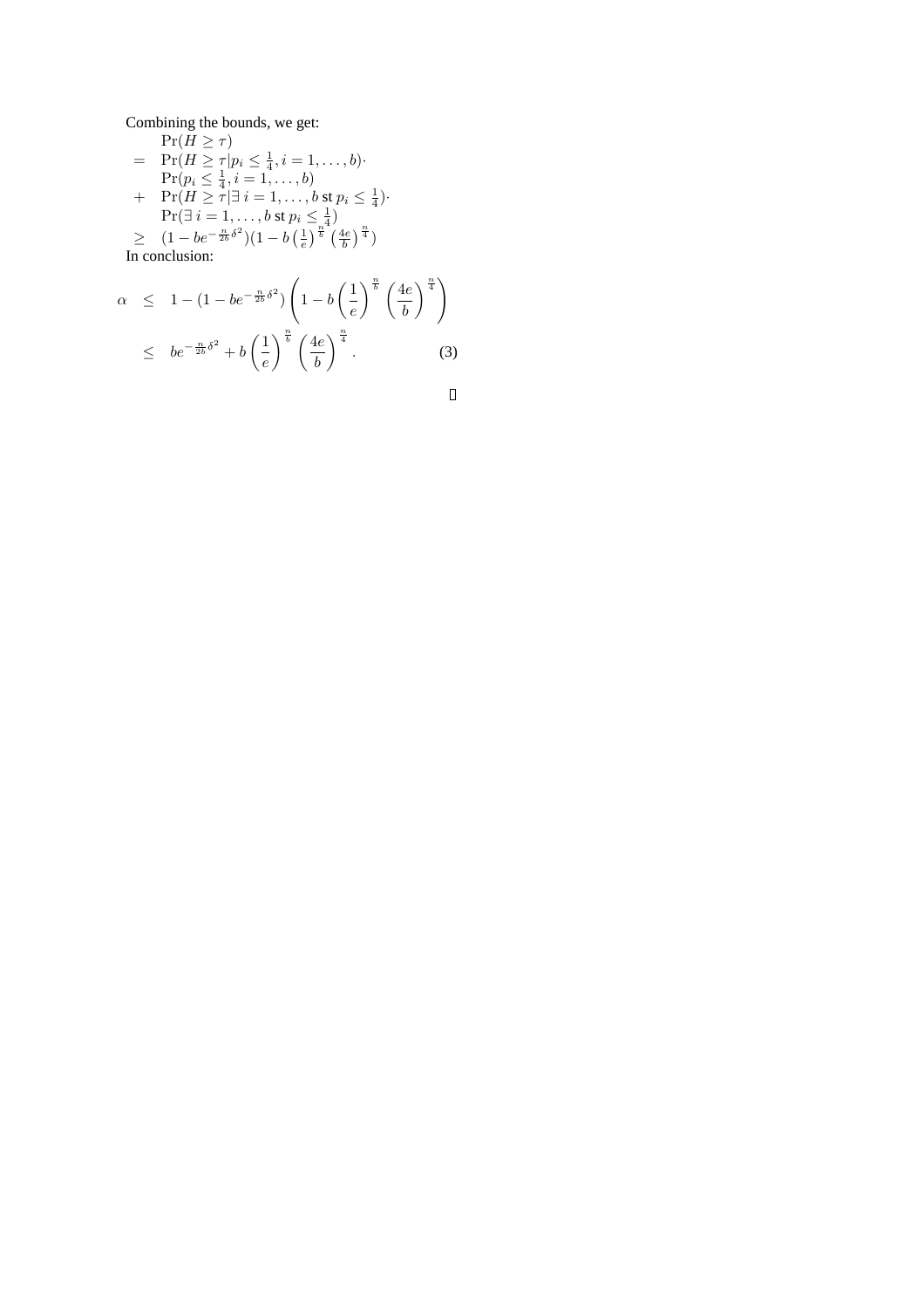Combining the bounds, we get:

$$
\begin{aligned}
& \Pr(H \geq \tau) \\
= \; & \Pr(H \geq \tau | p_i \leq \tfrac{1}{4}, i = 1, \ldots, b) \cdot \\
& \Pr(p_i \leq \tfrac{1}{4}, i = 1, \ldots, b) \\
+ \; & \Pr(H \geq \tau | \exists\, i = 1, \ldots, b \text{ st } p_i \leq \tfrac{1}{4}) \cdot \\
& \Pr(\exists\, i = 1, \ldots, b \text{ st } p_i \leq \tfrac{1}{4}) \\
\geq \; & (1 - b e^{-\frac{n}{2b}\delta^2})(1 - b \left(\tfrac{1}{e}\right)^{\frac{n}{b}} \left(\tfrac{4e}{b}\right)^{\frac{n}{4}})
\end{aligned}
$$

In conclusion:

$$
\begin{aligned}
\alpha \quad & \leq \quad 1 - (1 - b e^{-\frac{n}{2b}\delta^2}) \left(1 - b \left(\frac{1}{e}\right)^{\frac{n}{b}} \left(\frac{4e}{b}\right)^{\frac{n}{4}}\right) \\
& \leq \quad b e^{-\frac{n}{2b}\delta^2} + b \left(\frac{1}{e}\right)^{\frac{n}{b}} \left(\frac{4e}{b}\right)^{\frac{n}{4}}. \qquad (3)
\end{aligned}
$$

□